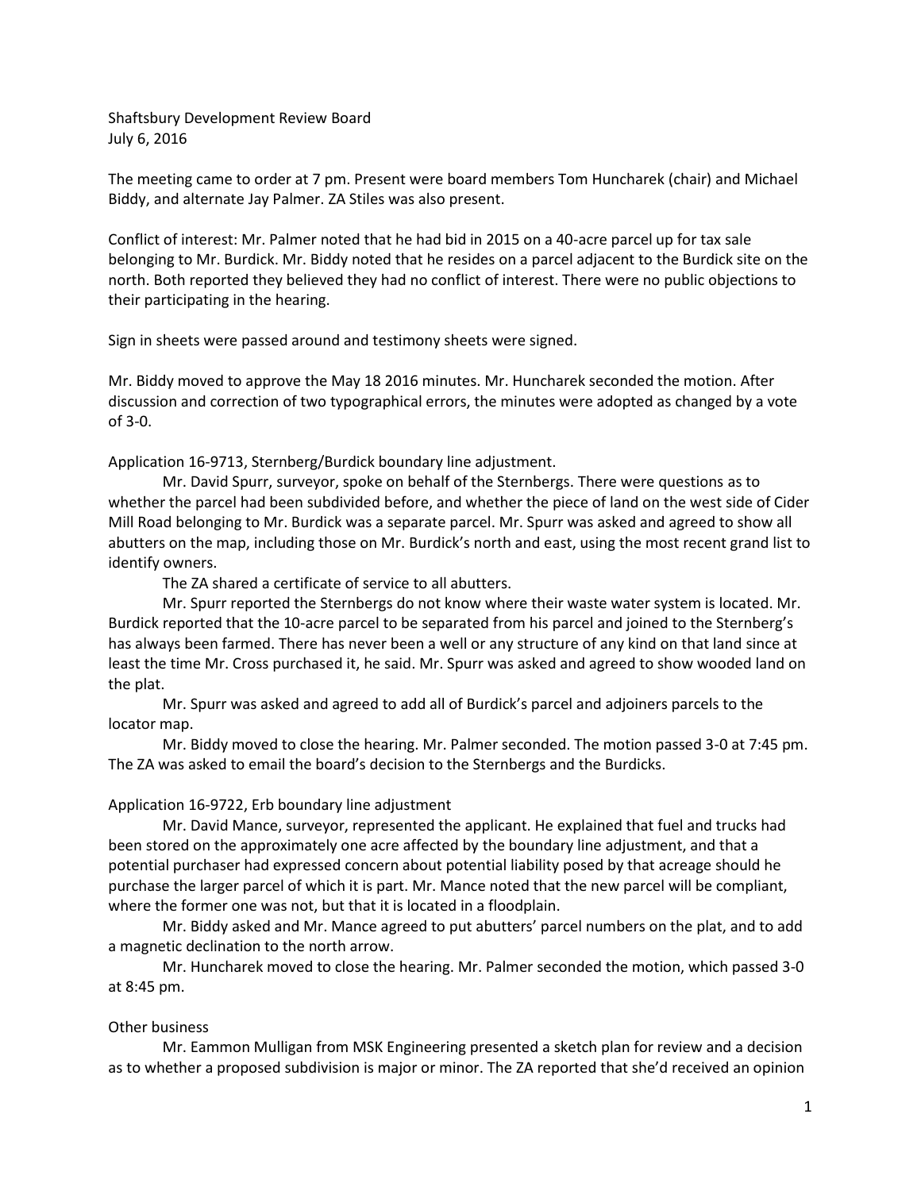Shaftsbury Development Review Board
July 6, 2016

The meeting came to order at 7 pm. Present were board members Tom Huncharek (chair) and Michael Biddy, and alternate Jay Palmer. ZA Stiles was also present.

Conflict of interest: Mr. Palmer noted that he had bid in 2015 on a 40-acre parcel up for tax sale belonging to Mr. Burdick. Mr. Biddy noted that he resides on a parcel adjacent to the Burdick site on the north. Both reported they believed they had no conflict of interest. There were no public objections to their participating in the hearing.

Sign in sheets were passed around and testimony sheets were signed.

Mr. Biddy moved to approve the May 18 2016 minutes. Mr. Huncharek seconded the motion. After discussion and correction of two typographical errors, the minutes were adopted as changed by a vote of 3-0.

Application 16-9713, Sternberg/Burdick boundary line adjustment.

Mr. David Spurr, surveyor, spoke on behalf of the Sternbergs. There were questions as to whether the parcel had been subdivided before, and whether the piece of land on the west side of Cider Mill Road belonging to Mr. Burdick was a separate parcel. Mr. Spurr was asked and agreed to show all abutters on the map, including those on Mr. Burdick's north and east, using the most recent grand list to identify owners.

The ZA shared a certificate of service to all abutters.

Mr. Spurr reported the Sternbergs do not know where their waste water system is located. Mr. Burdick reported that the 10-acre parcel to be separated from his parcel and joined to the Sternberg's has always been farmed. There has never been a well or any structure of any kind on that land since at least the time Mr. Cross purchased it, he said. Mr. Spurr was asked and agreed to show wooded land on the plat.

Mr. Spurr was asked and agreed to add all of Burdick's parcel and adjoiners parcels to the locator map.

Mr. Biddy moved to close the hearing. Mr. Palmer seconded. The motion passed 3-0 at 7:45 pm. The ZA was asked to email the board's decision to the Sternbergs and the Burdicks.

Application 16-9722, Erb boundary line adjustment

Mr. David Mance, surveyor, represented the applicant. He explained that fuel and trucks had been stored on the approximately one acre affected by the boundary line adjustment, and that a potential purchaser had expressed concern about potential liability posed by that acreage should he purchase the larger parcel of which it is part. Mr. Mance noted that the new parcel will be compliant, where the former one was not, but that it is located in a floodplain.

Mr. Biddy asked and Mr. Mance agreed to put abutters' parcel numbers on the plat, and to add a magnetic declination to the north arrow.

Mr. Huncharek moved to close the hearing. Mr. Palmer seconded the motion, which passed 3-0 at 8:45 pm.

Other business

Mr. Eammon Mulligan from MSK Engineering presented a sketch plan for review and a decision as to whether a proposed subdivision is major or minor. The ZA reported that she'd received an opinion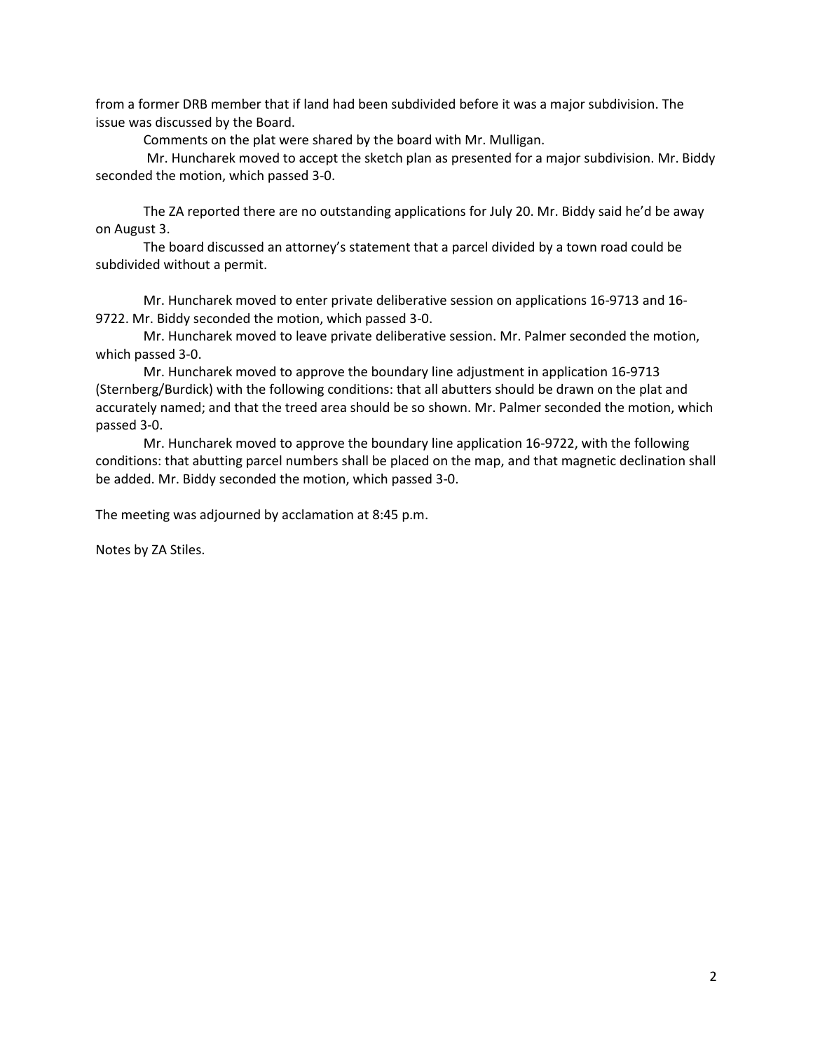from a former DRB member that if land had been subdivided before it was a major subdivision. The issue was discussed by the Board.

Comments on the plat were shared by the board with Mr. Mulligan.

Mr. Huncharek moved to accept the sketch plan as presented for a major subdivision. Mr. Biddy seconded the motion, which passed 3-0.

The ZA reported there are no outstanding applications for July 20. Mr. Biddy said he'd be away on August 3.

The board discussed an attorney's statement that a parcel divided by a town road could be subdivided without a permit.

Mr. Huncharek moved to enter private deliberative session on applications 16-9713 and 16-9722. Mr. Biddy seconded the motion, which passed 3-0.

Mr. Huncharek moved to leave private deliberative session. Mr. Palmer seconded the motion, which passed 3-0.

Mr. Huncharek moved to approve the boundary line adjustment in application 16-9713 (Sternberg/Burdick) with the following conditions: that all abutters should be drawn on the plat and accurately named; and that the treed area should be so shown. Mr. Palmer seconded the motion, which passed 3-0.

Mr. Huncharek moved to approve the boundary line application 16-9722, with the following conditions: that abutting parcel numbers shall be placed on the map, and that magnetic declination shall be added. Mr. Biddy seconded the motion, which passed 3-0.

The meeting was adjourned by acclamation at 8:45 p.m.

Notes by ZA Stiles.